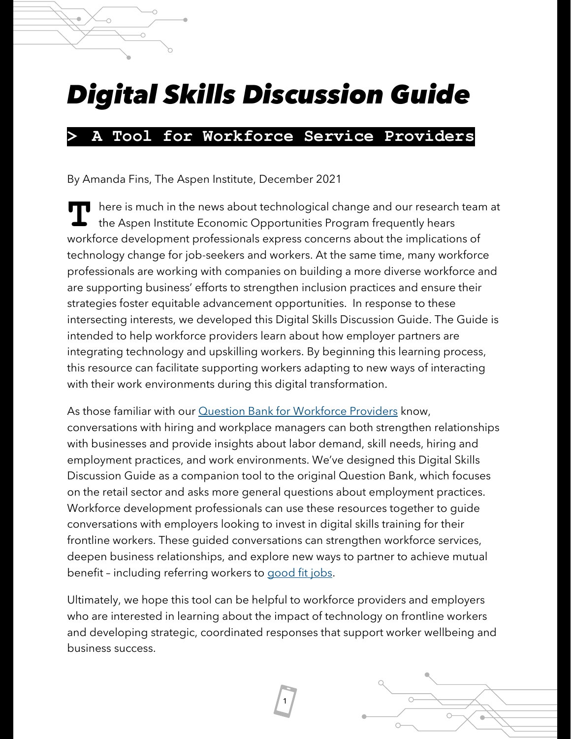# *Digital Skills Discussion Guide*

## > A Tool for Workforce Service Providers

By Amanda Fins, The Aspen Institute, December 2021

There is much in the news about technological change and our research team at the Aspen Institute Economic Opportunities Program frequently hears workforce development professionals express concerns about the implications of technology change for job-seekers and workers. At the same time, many workforce professionals are working with companies on building a more diverse workforce and are supporting business' efforts to strengthen inclusion practices and ensure their strategies foster equitable advancement opportunities. In response to these intersecting interests, we developed this Digital Skills Discussion Guide. The Guide is intended to help workforce providers learn about how employer partners are integrating technology and upskilling workers. By beginning this learning process, this resource can facilitate supporting workers adapting to new ways of interacting with their work environments during this digital transformation.

As those familiar with our Question Bank for Workforce Providers know, conversations with hiring and workplace managers can both strengthen relationships with businesses and provide insights about labor demand, skill needs, hiring and employment practices, and work environments. We've designed this Digital Skills Discussion Guide as a companion tool to the original Question Bank, which focuses on the retail sector and asks more general questions about employment practices. Workforce development professionals can use these resources together to guide conversations with employers looking to invest in digital skills training for their frontline workers. These guided conversations can strengthen workforce services, deepen business relationships, and explore new ways to partner to achieve mutual benefit – including referring workers to good fit jobs.

Ultimately, we hope this tool can be helpful to workforce providers and employers who are interested in learning about the impact of technology on frontline workers and developing strategic, coordinated responses that support worker wellbeing and business success.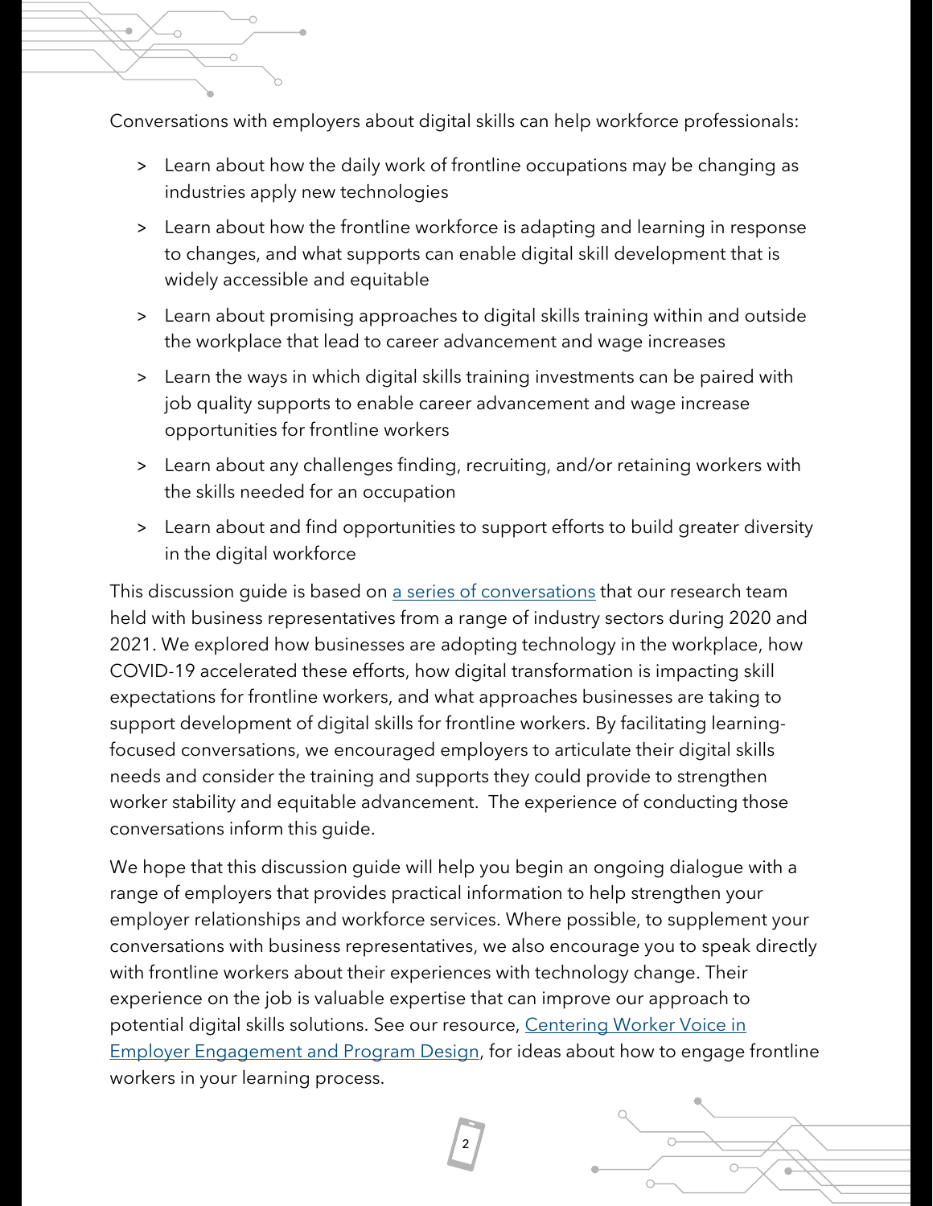Conversations with employers about digital skills can help workforce professionals:

- Learn about how the daily work of frontline occupations may be changing as industries apply new technologies
- Learn about how the frontline workforce is adapting and learning in response to changes, and what supports can enable digital skill development that is widely accessible and equitable
- Learn about promising approaches to digital skills training within and outside the workplace that lead to career advancement and wage increases
- Learn the ways in which digital skills training investments can be paired with job quality supports to enable career advancement and wage increase opportunities for frontline workers
- Learn about any challenges finding, recruiting, and/or retaining workers with the skills needed for an occupation
- Learn about and find opportunities to support efforts to build greater diversity in the digital workforce

This discussion guide is based on a series of conversations that our research team held with business representatives from a range of industry sectors during 2020 and 2021. We explored how businesses are adopting technology in the workplace, how COVID-19 accelerated these efforts, how digital transformation is impacting skill expectations for frontline workers, and what approaches businesses are taking to support development of digital skills for frontline workers. By facilitating learning-focused conversations, we encouraged employers to articulate their digital skills needs and consider the training and supports they could provide to strengthen worker stability and equitable advancement. The experience of conducting those conversations inform this guide.

We hope that this discussion guide will help you begin an ongoing dialogue with a range of employers that provides practical information to help strengthen your employer relationships and workforce services. Where possible, to supplement your conversations with business representatives, we also encourage you to speak directly with frontline workers about their experiences with technology change. Their experience on the job is valuable expertise that can improve our approach to potential digital skills solutions. See our resource, Centering Worker Voice in Employer Engagement and Program Design, for ideas about how to engage frontline workers in your learning process.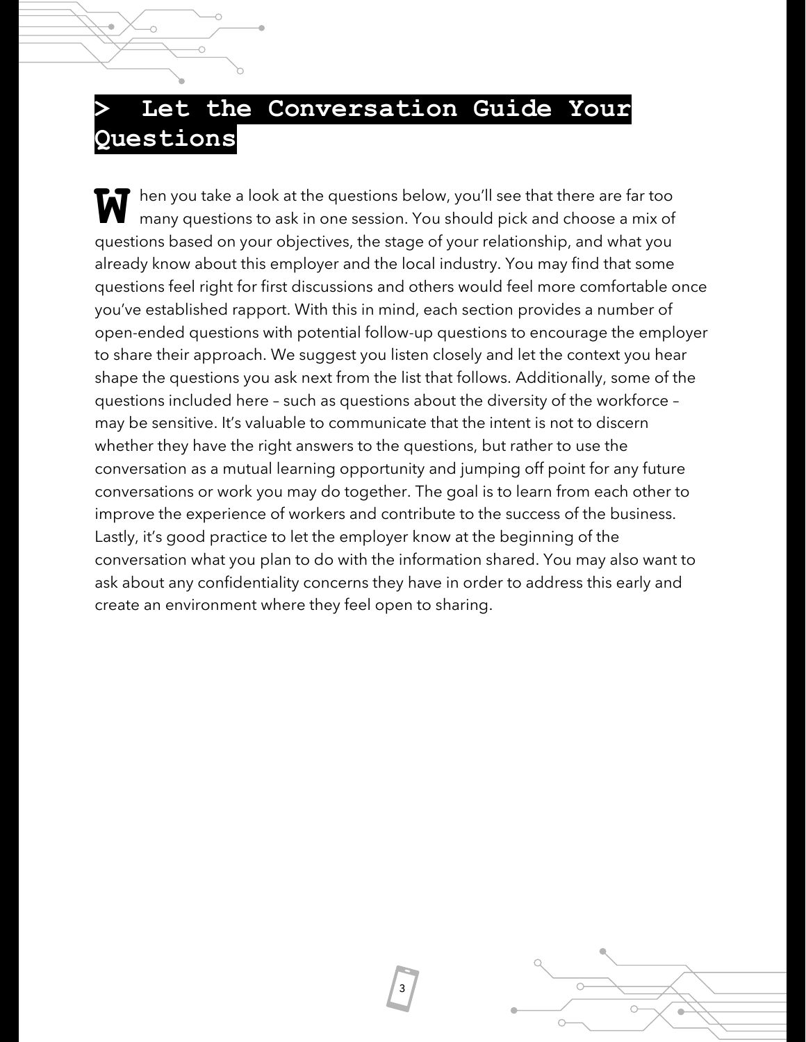## > Let the Conversation Guide Your Questions

When you take a look at the questions below, you'll see that there are far too many questions to ask in one session. You should pick and choose a mix of questions based on your objectives, the stage of your relationship, and what you already know about this employer and the local industry. You may find that some questions feel right for first discussions and others would feel more comfortable once you've established rapport. With this in mind, each section provides a number of open-ended questions with potential follow-up questions to encourage the employer to share their approach. We suggest you listen closely and let the context you hear shape the questions you ask next from the list that follows. Additionally, some of the questions included here – such as questions about the diversity of the workforce – may be sensitive. It's valuable to communicate that the intent is not to discern whether they have the right answers to the questions, but rather to use the conversation as a mutual learning opportunity and jumping off point for any future conversations or work you may do together. The goal is to learn from each other to improve the experience of workers and contribute to the success of the business. Lastly, it's good practice to let the employer know at the beginning of the conversation what you plan to do with the information shared. You may also want to ask about any confidentiality concerns they have in order to address this early and create an environment where they feel open to sharing.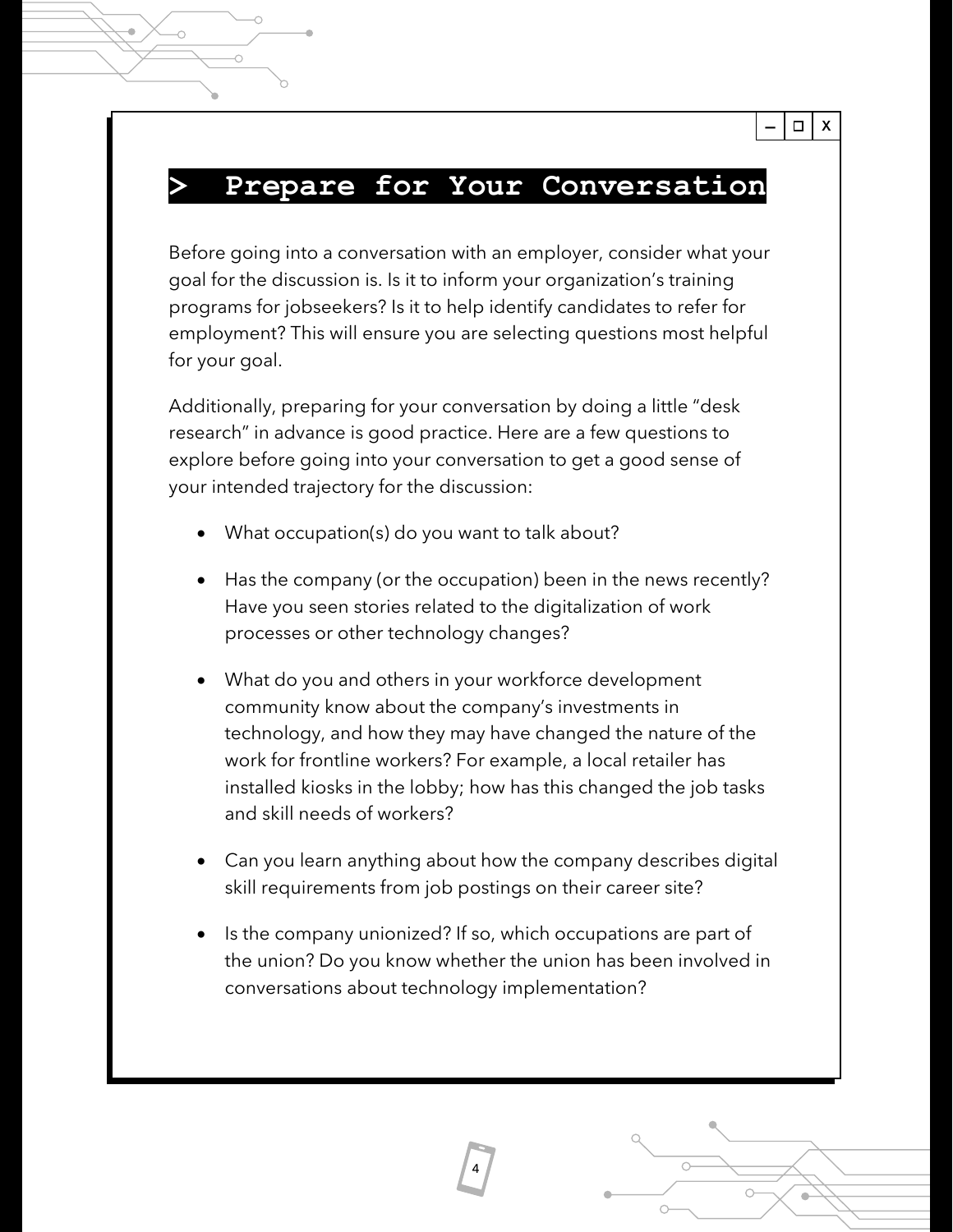# > Prepare for Your Conversation

Before going into a conversation with an employer, consider what your goal for the discussion is. Is it to inform your organization's training programs for jobseekers? Is it to help identify candidates to refer for employment? This will ensure you are selecting questions most helpful for your goal.

Additionally, preparing for your conversation by doing a little "desk research" in advance is good practice. Here are a few questions to explore before going into your conversation to get a good sense of your intended trajectory for the discussion:

- What occupation(s) do you want to talk about?
- Has the company (or the occupation) been in the news recently? Have you seen stories related to the digitalization of work processes or other technology changes?
- What do you and others in your workforce development community know about the company's investments in technology, and how they may have changed the nature of the work for frontline workers? For example, a local retailer has installed kiosks in the lobby; how has this changed the job tasks and skill needs of workers?
- Can you learn anything about how the company describes digital skill requirements from job postings on their career site?
- Is the company unionized? If so, which occupations are part of the union? Do you know whether the union has been involved in conversations about technology implementation?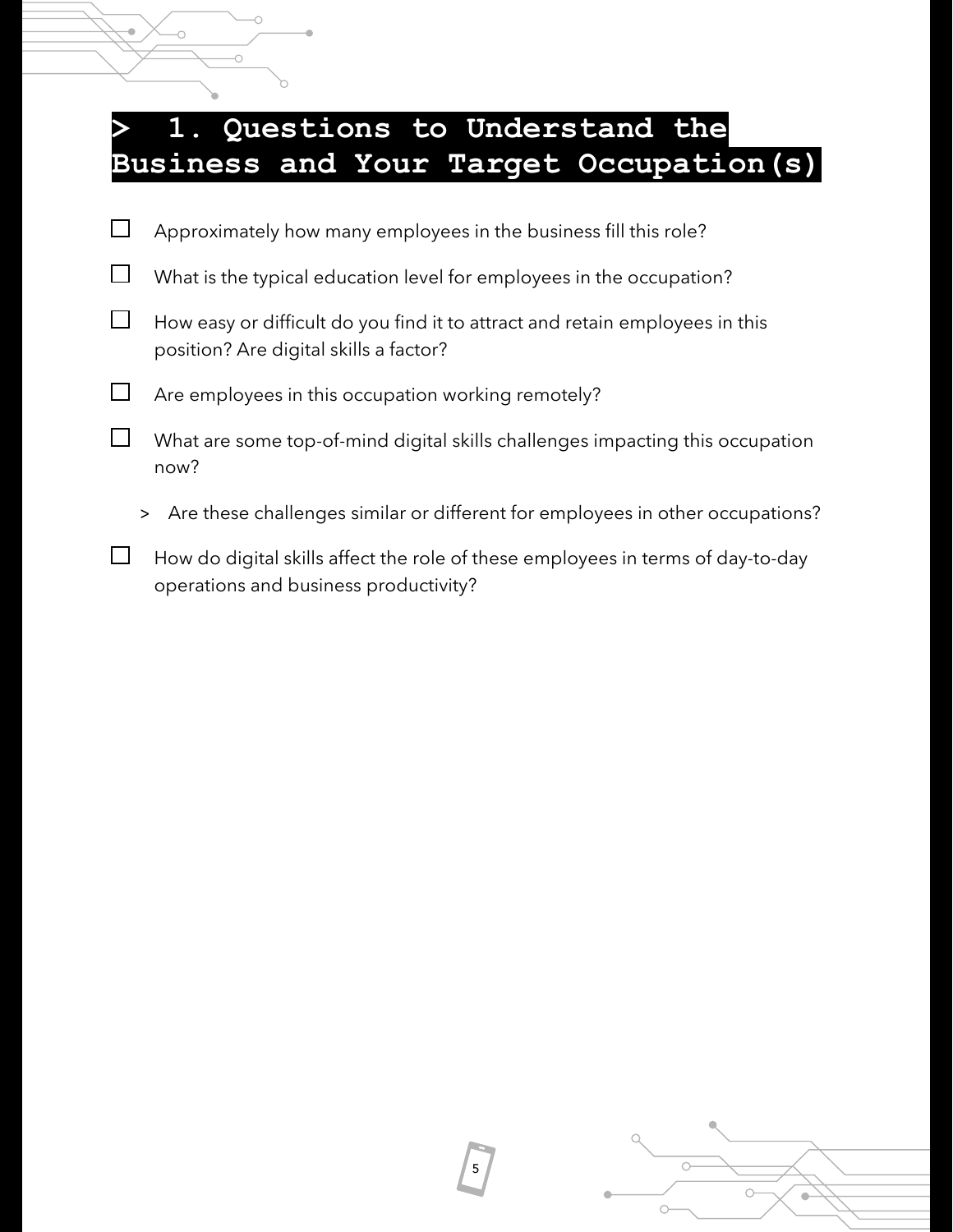# > 1. Questions to Understand the Business and Your Target Occupation(s)

- ☐ Approximately how many employees in the business fill this role?
- ☐ What is the typical education level for employees in the occupation?
- ☐ How easy or difficult do you find it to attract and retain employees in this position? Are digital skills a factor?
- ☐ Are employees in this occupation working remotely?
- ☐ What are some top-of-mind digital skills challenges impacting this occupation now?
  - > Are these challenges similar or different for employees in other occupations?
- ☐ How do digital skills affect the role of these employees in terms of day-to-day operations and business productivity?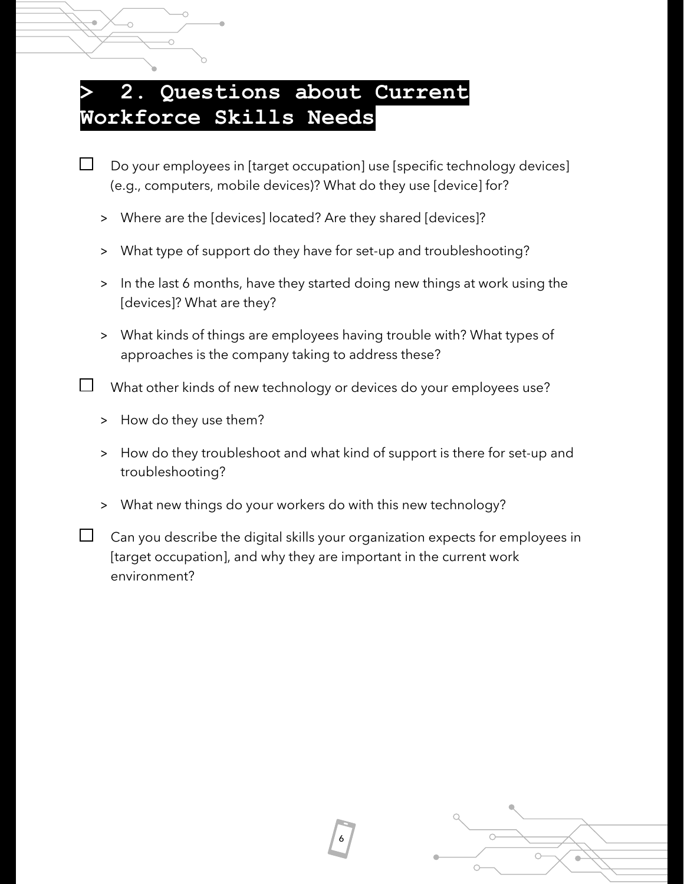## > 2. Questions about Current Workforce Skills Needs

- [ ] Do your employees in [target occupation] use [specific technology devices] (e.g., computers, mobile devices)? What do they use [device] for?
  - > Where are the [devices] located? Are they shared [devices]?
  - > What type of support do they have for set-up and troubleshooting?
  - > In the last 6 months, have they started doing new things at work using the [devices]? What are they?
  - > What kinds of things are employees having trouble with? What types of approaches is the company taking to address these?
- [ ] What other kinds of new technology or devices do your employees use?
  - > How do they use them?
  - > How do they troubleshoot and what kind of support is there for set-up and troubleshooting?
  - > What new things do your workers do with this new technology?
- [ ] Can you describe the digital skills your organization expects for employees in [target occupation], and why they are important in the current work environment?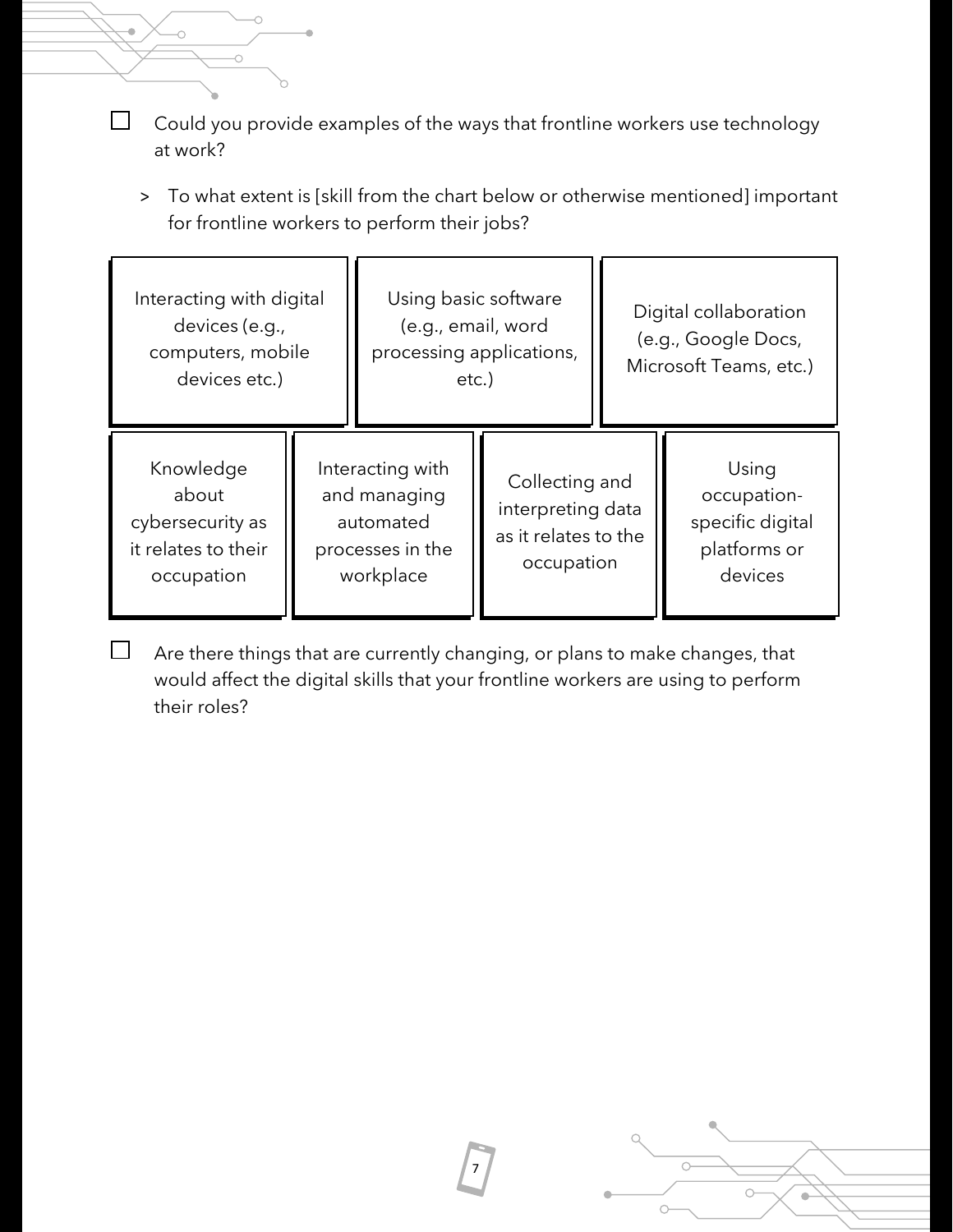- [ ] Could you provide examples of the ways that frontline workers use technology at work?

  > To what extent is [skill from the chart below or otherwise mentioned] important for frontline workers to perform their jobs?

| Interacting with digital devices (e.g., computers, mobile devices etc.) | Using basic software (e.g., email, word processing applications, etc.) | Digital collaboration (e.g., Google Docs, Microsoft Teams, etc.) | |
|---|---|---|---|
| Knowledge about cybersecurity as it relates to their occupation | Interacting with and managing automated processes in the workplace | Collecting and interpreting data as it relates to the occupation | Using occupation-specific digital platforms or devices |

- [ ] Are there things that are currently changing, or plans to make changes, that would affect the digital skills that your frontline workers are using to perform their roles?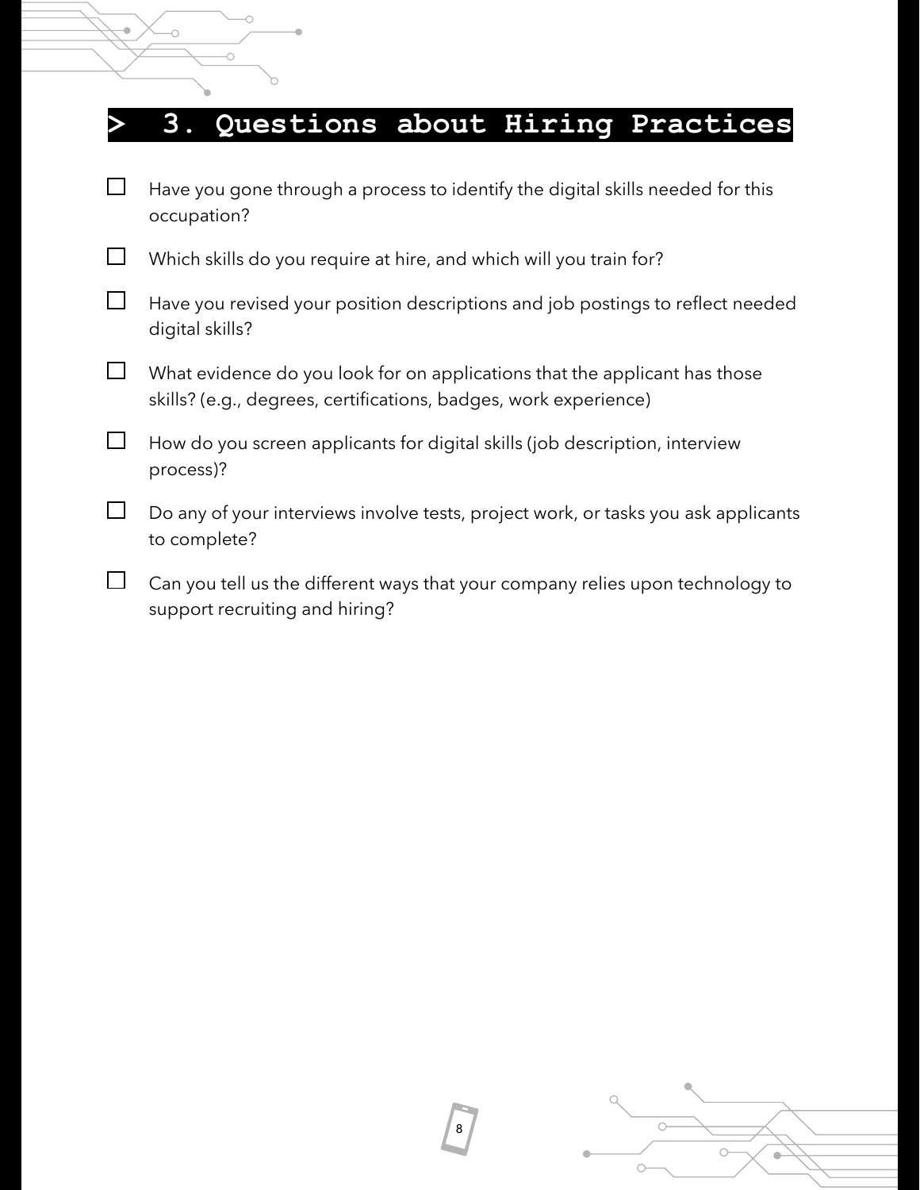# > 3. Questions about Hiring Practices

- [ ] Have you gone through a process to identify the digital skills needed for this occupation?
- [ ] Which skills do you require at hire, and which will you train for?
- [ ] Have you revised your position descriptions and job postings to reflect needed digital skills?
- [ ] What evidence do you look for on applications that the applicant has those skills? (e.g., degrees, certifications, badges, work experience)
- [ ] How do you screen applicants for digital skills (job description, interview process)?
- [ ] Do any of your interviews involve tests, project work, or tasks you ask applicants to complete?
- [ ] Can you tell us the different ways that your company relies upon technology to support recruiting and hiring?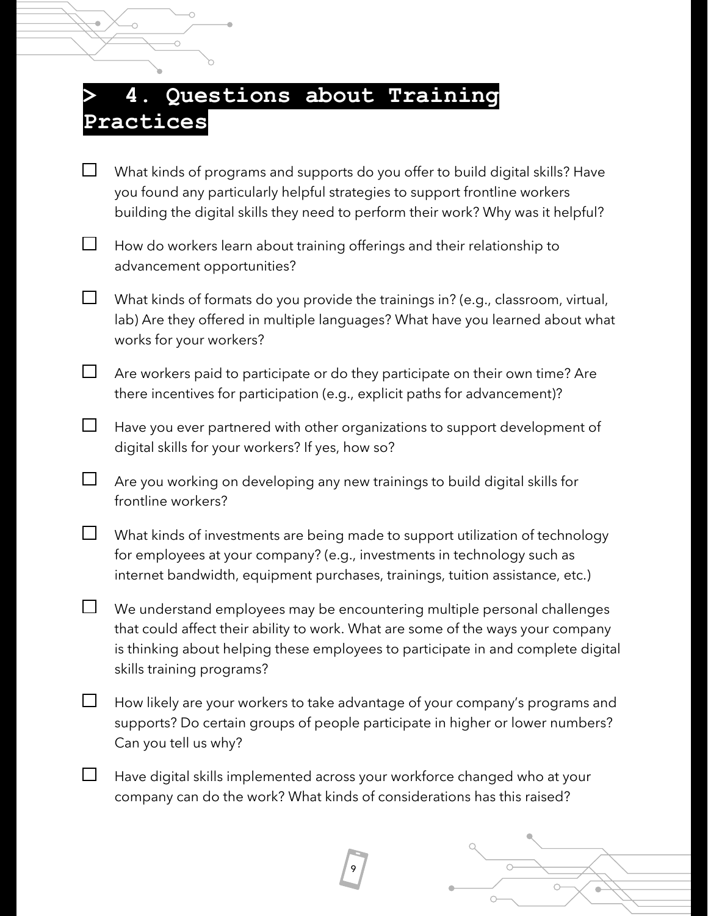## > 4. Questions about Training Practices

- [ ] What kinds of programs and supports do you offer to build digital skills? Have you found any particularly helpful strategies to support frontline workers building the digital skills they need to perform their work? Why was it helpful?
- [ ] How do workers learn about training offerings and their relationship to advancement opportunities?
- [ ] What kinds of formats do you provide the trainings in? (e.g., classroom, virtual, lab) Are they offered in multiple languages? What have you learned about what works for your workers?
- [ ] Are workers paid to participate or do they participate on their own time? Are there incentives for participation (e.g., explicit paths for advancement)?
- [ ] Have you ever partnered with other organizations to support development of digital skills for your workers? If yes, how so?
- [ ] Are you working on developing any new trainings to build digital skills for frontline workers?
- [ ] What kinds of investments are being made to support utilization of technology for employees at your company? (e.g., investments in technology such as internet bandwidth, equipment purchases, trainings, tuition assistance, etc.)
- [ ] We understand employees may be encountering multiple personal challenges that could affect their ability to work. What are some of the ways your company is thinking about helping these employees to participate in and complete digital skills training programs?
- [ ] How likely are your workers to take advantage of your company's programs and supports? Do certain groups of people participate in higher or lower numbers? Can you tell us why?
- [ ] Have digital skills implemented across your workforce changed who at your company can do the work? What kinds of considerations has this raised?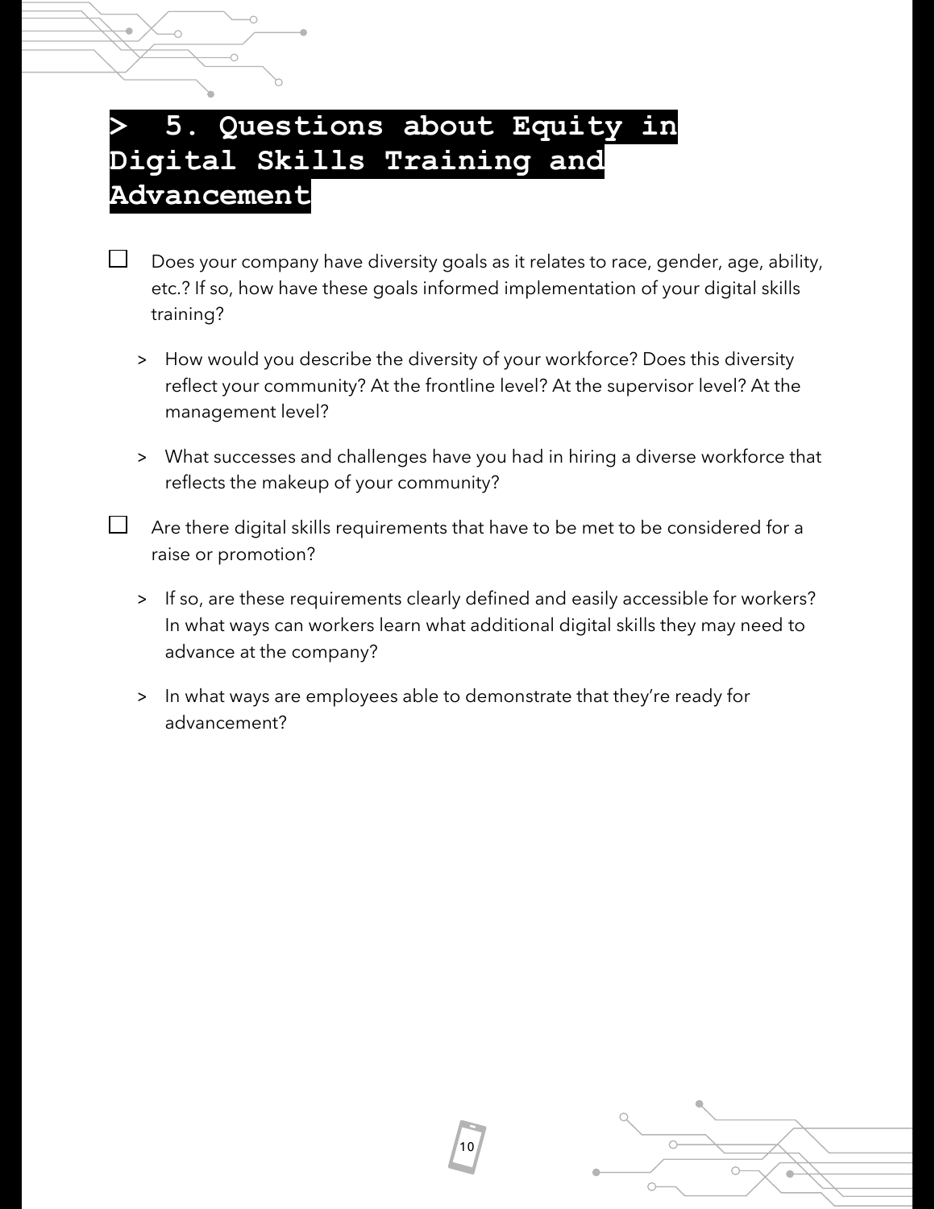## > 5. Questions about Equity in Digital Skills Training and Advancement

- [ ] Does your company have diversity goals as it relates to race, gender, age, ability, etc.? If so, how have these goals informed implementation of your digital skills training?
  - > How would you describe the diversity of your workforce? Does this diversity reflect your community? At the frontline level? At the supervisor level? At the management level?
  - > What successes and challenges have you had in hiring a diverse workforce that reflects the makeup of your community?
- [ ] Are there digital skills requirements that have to be met to be considered for a raise or promotion?
  - > If so, are these requirements clearly defined and easily accessible for workers? In what ways can workers learn what additional digital skills they may need to advance at the company?
  - > In what ways are employees able to demonstrate that they're ready for advancement?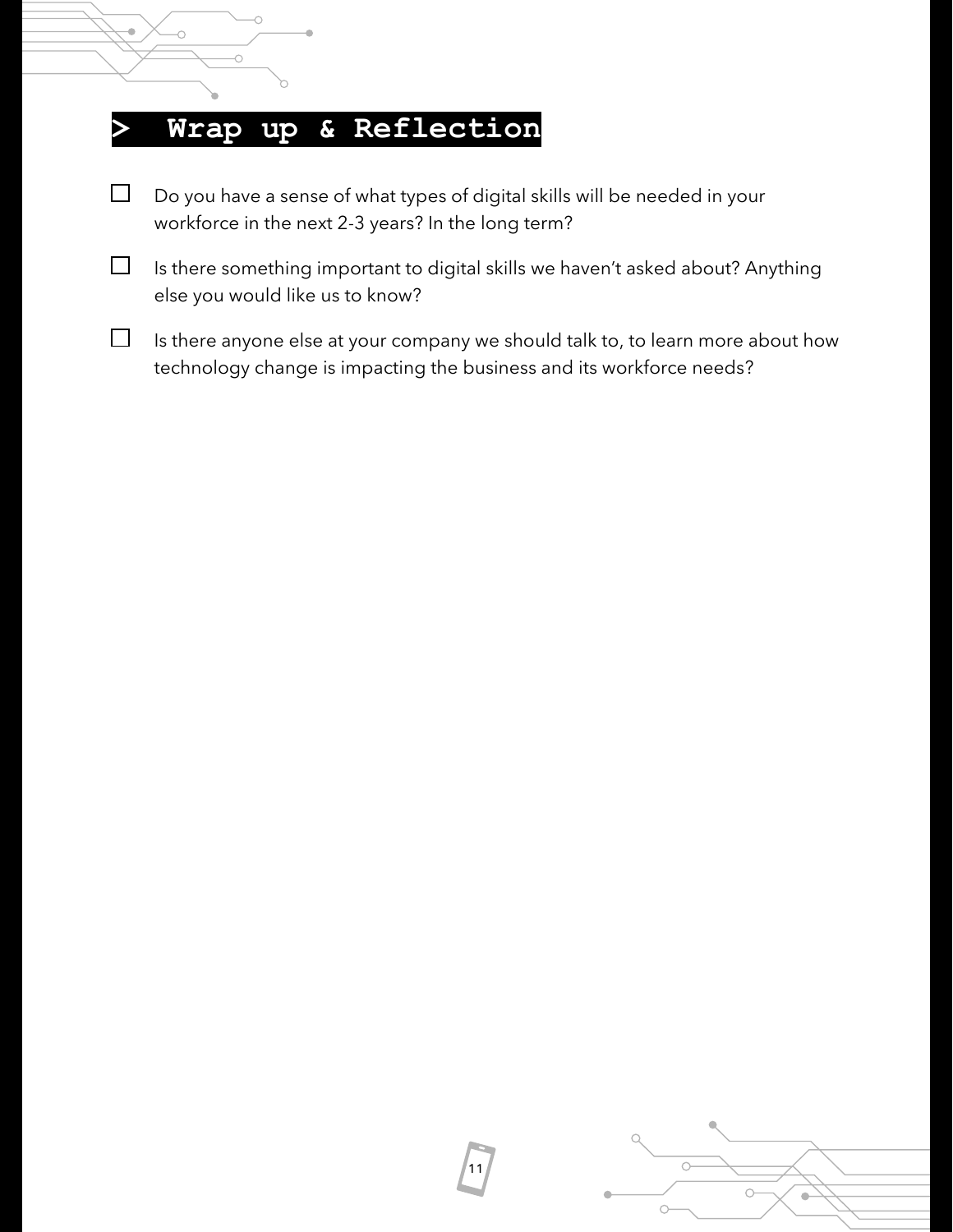## > Wrap up & Reflection

- [ ] Do you have a sense of what types of digital skills will be needed in your workforce in the next 2-3 years? In the long term?
- [ ] Is there something important to digital skills we haven't asked about? Anything else you would like us to know?
- [ ] Is there anyone else at your company we should talk to, to learn more about how technology change is impacting the business and its workforce needs?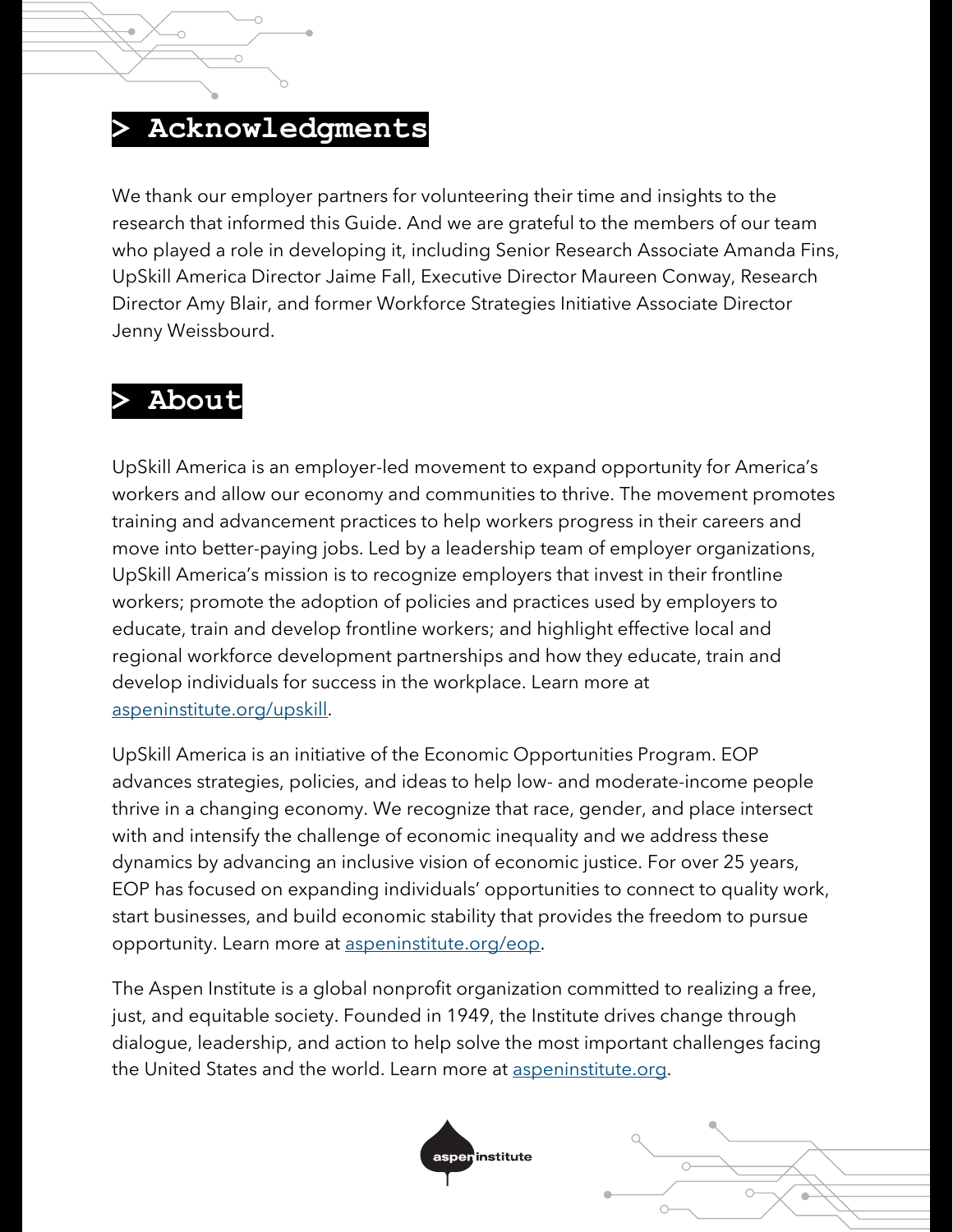## > Acknowledgments

We thank our employer partners for volunteering their time and insights to the research that informed this Guide. And we are grateful to the members of our team who played a role in developing it, including Senior Research Associate Amanda Fins, UpSkill America Director Jaime Fall, Executive Director Maureen Conway, Research Director Amy Blair, and former Workforce Strategies Initiative Associate Director Jenny Weissbourd.

## > About

UpSkill America is an employer-led movement to expand opportunity for America's workers and allow our economy and communities to thrive. The movement promotes training and advancement practices to help workers progress in their careers and move into better-paying jobs. Led by a leadership team of employer organizations, UpSkill America's mission is to recognize employers that invest in their frontline workers; promote the adoption of policies and practices used by employers to educate, train and develop frontline workers; and highlight effective local and regional workforce development partnerships and how they educate, train and develop individuals for success in the workplace. Learn more at [aspeninstitute.org/upskill](aspeninstitute.org/upskill).

UpSkill America is an initiative of the Economic Opportunities Program. EOP advances strategies, policies, and ideas to help low- and moderate-income people thrive in a changing economy. We recognize that race, gender, and place intersect with and intensify the challenge of economic inequality and we address these dynamics by advancing an inclusive vision of economic justice. For over 25 years, EOP has focused on expanding individuals' opportunities to connect to quality work, start businesses, and build economic stability that provides the freedom to pursue opportunity. Learn more at [aspeninstitute.org/eop](aspeninstitute.org/eop).

The Aspen Institute is a global nonprofit organization committed to realizing a free, just, and equitable society. Founded in 1949, the Institute drives change through dialogue, leadership, and action to help solve the most important challenges facing the United States and the world. Learn more at [aspeninstitute.org](aspeninstitute.org).

aspen institute